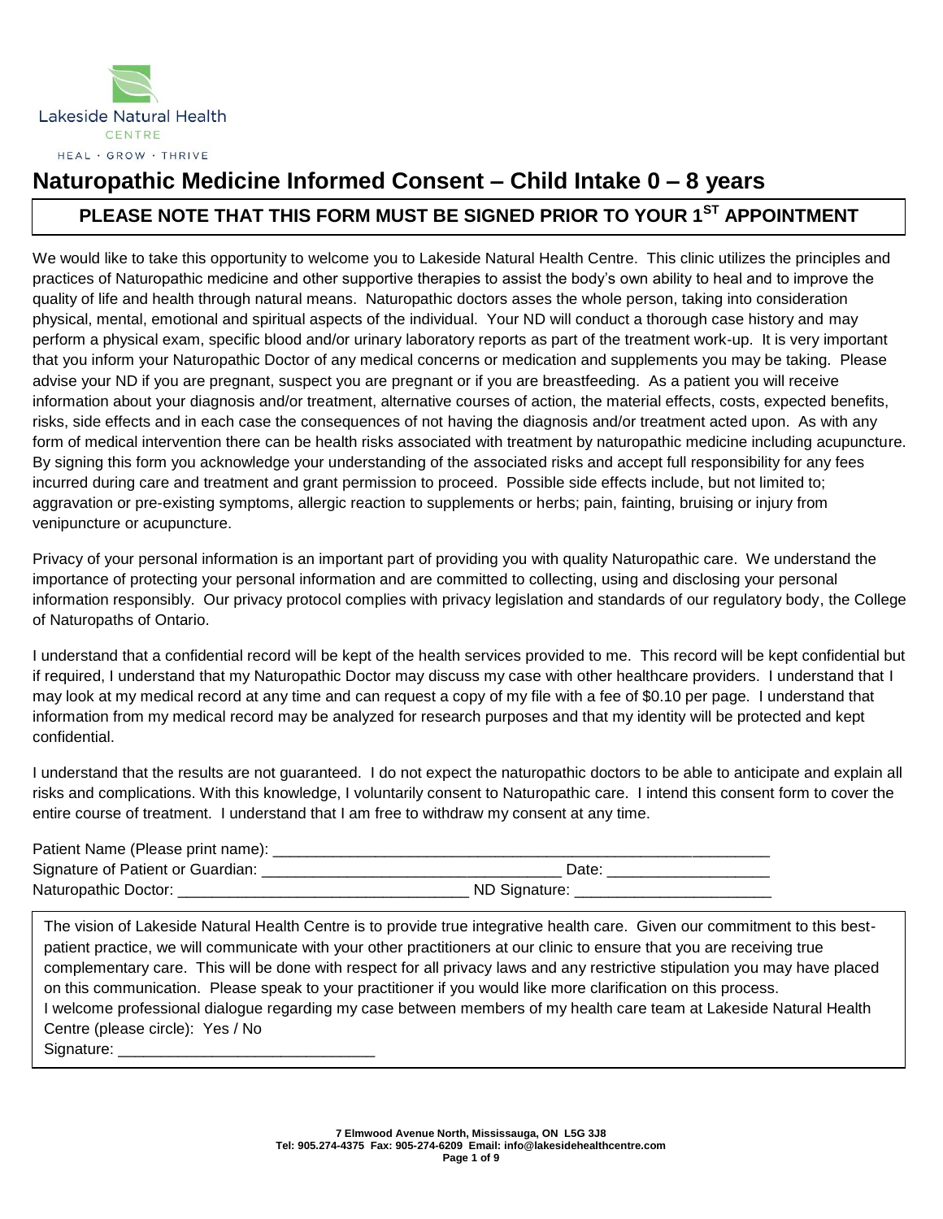Lakeside Natural Health CENTRE

HEAL · GROW · THRIVE

# Naturopathic Medicine Informed Consent – Child Intake 0 – 8 years

**PLEASE NOTE THAT THIS FORM MUST BE SIGNED PRIOR TO YOUR 1ST APPOINTMENT**

We would like to take this opportunity to welcome you to Lakeside Natural Health Centre. This clinic utilizes the principles and practices of Naturopathic medicine and other supportive therapies to assist the body's own ability to heal and to improve the quality of life and health through natural means. Naturopathic doctors asses the whole person, taking into consideration physical, mental, emotional and spiritual aspects of the individual. Your ND will conduct a thorough case history and may perform a physical exam, specific blood and/or urinary laboratory reports as part of the treatment work-up. It is very important that you inform your Naturopathic Doctor of any medical concerns or medication and supplements you may be taking. Please advise your ND if you are pregnant, suspect you are pregnant or if you are breastfeeding. As a patient you will receive information about your diagnosis and/or treatment, alternative courses of action, the material effects, costs, expected benefits, risks, side effects and in each case the consequences of not having the diagnosis and/or treatment acted upon. As with any form of medical intervention there can be health risks associated with treatment by naturopathic medicine including acupuncture. By signing this form you acknowledge your understanding of the associated risks and accept full responsibility for any fees incurred during care and treatment and grant permission to proceed. Possible side effects include, but not limited to; aggravation or pre-existing symptoms, allergic reaction to supplements or herbs; pain, fainting, bruising or injury from venipuncture or acupuncture.

Privacy of your personal information is an important part of providing you with quality Naturopathic care. We understand the importance of protecting your personal information and are committed to collecting, using and disclosing your personal information responsibly. Our privacy protocol complies with privacy legislation and standards of our regulatory body, the College of Naturopaths of Ontario.

I understand that a confidential record will be kept of the health services provided to me. This record will be kept confidential but if required, I understand that my Naturopathic Doctor may discuss my case with other healthcare providers. I understand that I may look at my medical record at any time and can request a copy of my file with a fee of $0.10 per page. I understand that information from my medical record may be analyzed for research purposes and that my identity will be protected and kept confidential.

I understand that the results are not guaranteed. I do not expect the naturopathic doctors to be able to anticipate and explain all risks and complications. With this knowledge, I voluntarily consent to Naturopathic care. I intend this consent form to cover the entire course of treatment. I understand that I am free to withdraw my consent at any time.

Patient Name (Please print name): ____________________________________________________________

Signature of Patient or Guardian: ___________________________________ Date: ___________________

Naturopathic Doctor: __________________________________ ND Signature: _______________________

The vision of Lakeside Natural Health Centre is to provide true integrative health care. Given our commitment to this best-patient practice, we will communicate with your other practitioners at our clinic to ensure that you are receiving true complementary care. This will be done with respect for all privacy laws and any restrictive stipulation you may have placed on this communication. Please speak to your practitioner if you would like more clarification on this process.
I welcome professional dialogue regarding my case between members of my health care team at Lakeside Natural Health Centre (please circle): Yes / No
Signature: ______________________________

**7 Elmwood Avenue North, Mississauga, ON L5G 3J8**
**Tel: 905.274-4375 Fax: 905-274-6209 Email: info@lakesidehealthcentre.com**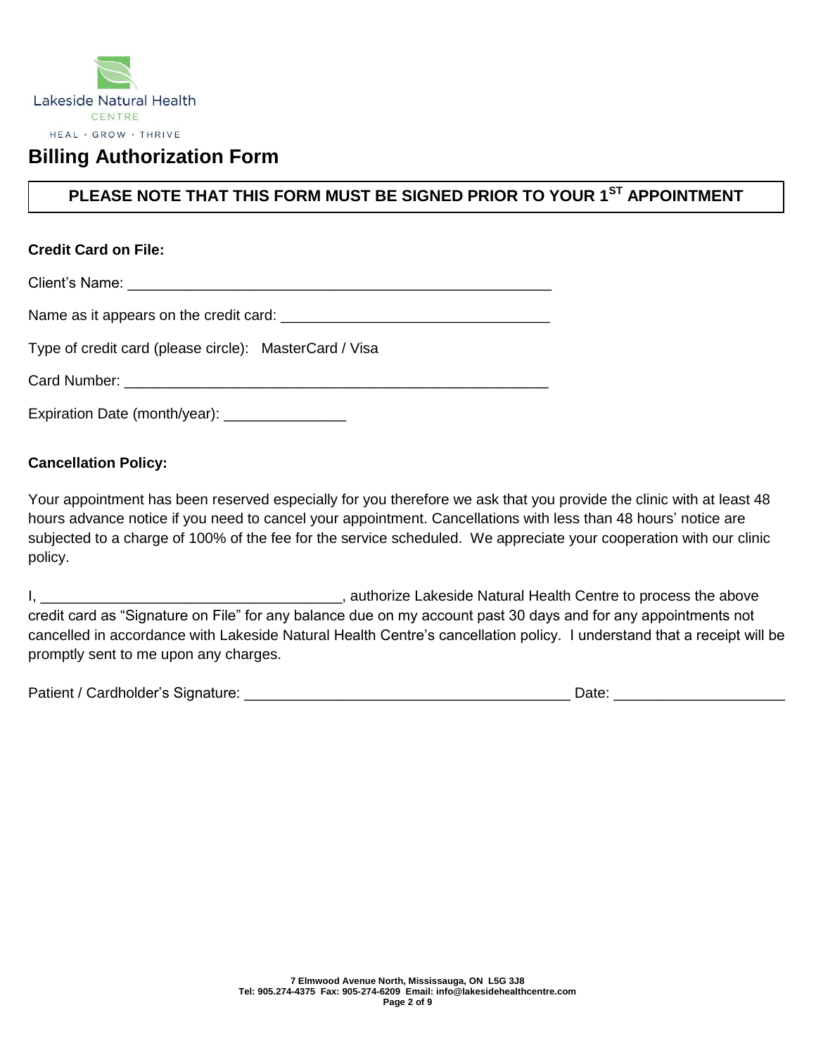Lakeside Natural Health

CENTRE

HEAL · GROW · THRIVE

# Billing Authorization Form

**PLEASE NOTE THAT THIS FORM MUST BE SIGNED PRIOR TO YOUR 1ST APPOINTMENT**

**Credit Card on File:**

Client's Name: _____________________________________________________

Name as it appears on the credit card: __________________________________

Type of credit card (please circle): MasterCard / Visa

Card Number: _____________________________________________________

Expiration Date (month/year): _______________

**Cancellation Policy:**

Your appointment has been reserved especially for you therefore we ask that you provide the clinic with at least 48 hours advance notice if you need to cancel your appointment. Cancellations with less than 48 hours' notice are subjected to a charge of 100% of the fee for the service scheduled. We appreciate your cooperation with our clinic policy.

I, _____________________________________, authorize Lakeside Natural Health Centre to process the above credit card as "Signature on File" for any balance due on my account past 30 days and for any appointments not cancelled in accordance with Lakeside Natural Health Centre's cancellation policy. I understand that a receipt will be promptly sent to me upon any charges.

Patient / Cardholder's Signature: ________________________________________ Date: ____________________

**7 Elmwood Avenue North, Mississauga, ON L5G 3J8**
**Tel: 905.274-4375 Fax: 905-274-6209 Email: info@lakesidehealthcentre.com**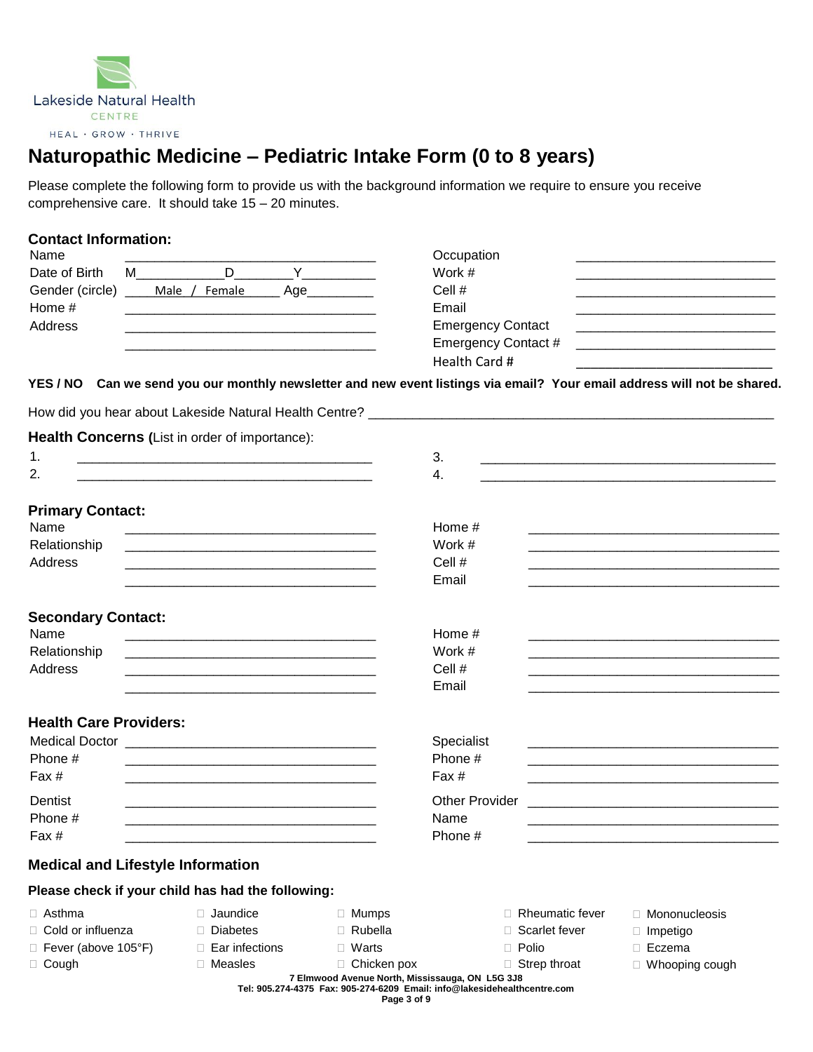Lakeside Natural Health Centre

HEAL · GROW · THRIVE

# Naturopathic Medicine – Pediatric Intake Form (0 to 8 years)

Please complete the following form to provide us with the background information we require to ensure you receive comprehensive care. It should take 15 – 20 minutes.

## Contact Information:

Name ___________________________________

Date of Birth M____________D________Y__________

Gender (circle) ____Male / Female______ Age_________

Home # ___________________________________

Address ___________________________________

___________________________________

Occupation ___________________________

Work # ___________________________

Cell # ___________________________

Email ___________________________

Emergency Contact ___________________________

Emergency Contact # ___________________________

Health Card # ___________________________

**YES / NO Can we send you our monthly newsletter and new event listings via email? Your email address will not be shared.**

How did you hear about Lakeside Natural Health Centre? ___________________________________________________________

## Health Concerns (List in order of importance):

1. ________________________________________
2. ________________________________________
3. ________________________________________
4. ________________________________________

## Primary Contact:

Name ___________________________________

Relationship ___________________________________

Address ___________________________________

___________________________________

Home # ___________________________________

Work # ___________________________________

Cell # ___________________________________

Email ___________________________________

## Secondary Contact:

Name ___________________________________

Relationship ___________________________________

Address ___________________________________

___________________________________

Home # ___________________________________

Work # ___________________________________

Cell # ___________________________________

Email ___________________________________

## Health Care Providers:

Medical Doctor ___________________________________

Phone # ___________________________________

Fax # ___________________________________

Dentist ___________________________________

Phone # ___________________________________

Fax # ___________________________________

Specialist ___________________________________

Phone # ___________________________________

Fax # ___________________________________

Other Provider ___________________________________

Name ___________________________________

Phone # ___________________________________

## Medical and Lifestyle Information

**Please check if your child has had the following:**

- ☐ Asthma
- ☐ Cold or influenza
- ☐ Fever (above 105°F)
- ☐ Cough
- ☐ Jaundice
- ☐ Diabetes
- ☐ Ear infections
- ☐ Measles
- ☐ Mumps
- ☐ Rubella
- ☐ Warts
- ☐ Chicken pox
- ☐ Rheumatic fever
- ☐ Scarlet fever
- ☐ Polio
- ☐ Strep throat
- ☐ Mononucleosis
- ☐ Impetigo
- ☐ Eczema
- ☐ Whooping cough

7 Elmwood Avenue North, Mississauga, ON L5G 3J8
Tel: 905.274-4375 Fax: 905-274-6209 Email: info@lakesidehealthcentre.com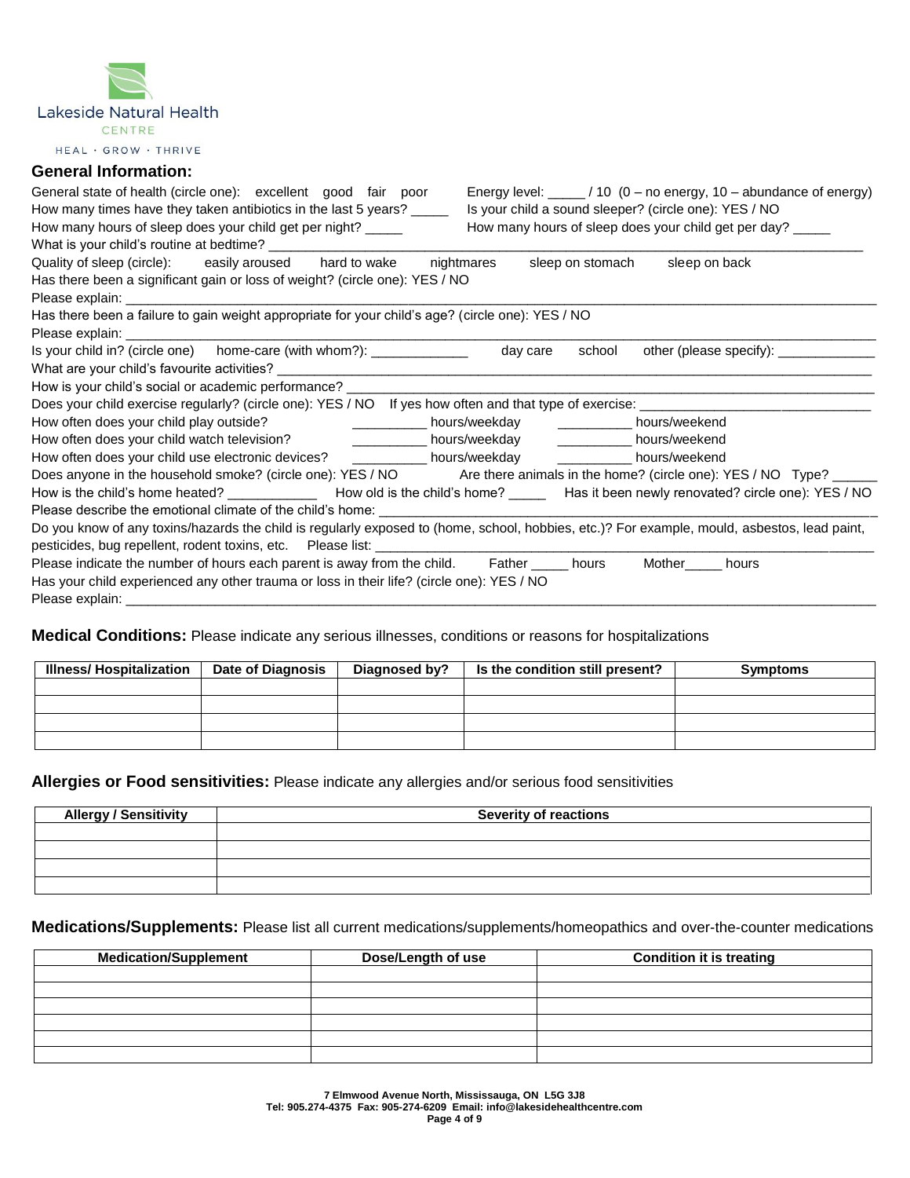Lakeside Natural Health Centre

HEAL · GROW · THRIVE

## General Information:

General state of health (circle one): excellent good fair poor Energy level: _____ / 10 (0 – no energy, 10 – abundance of energy)

How many times have they taken antibiotics in the last 5 years? _____ Is your child a sound sleeper? (circle one): YES / NO

How many hours of sleep does your child get per night? _____ How many hours of sleep does your child get per day? _____

What is your child's routine at bedtime? ___________________________________________________________________________

Quality of sleep (circle): easily aroused hard to wake nightmares sleep on stomach sleep on back

Has there been a significant gain or loss of weight? (circle one): YES / NO

Please explain: ___________________________________________________________________________________________

Has there been a failure to gain weight appropriate for your child's age? (circle one): YES / NO

Please explain: ___________________________________________________________________________________________

Is your child in? (circle one) home-care (with whom?): _____________ day care school other (please specify): _____________

What are your child's favourite activities? ____________________________________________________________________

How is your child's social or academic performance? ____________________________________________________________

Does your child exercise regularly? (circle one): YES / NO If yes how often and that type of exercise: _______________________________

How often does your child play outside? __________ hours/weekday __________ hours/weekend

How often does your child watch television? __________ hours/weekday __________ hours/weekend

How often does your child use electronic devices? __________ hours/weekday __________ hours/weekend

Does anyone in the household smoke? (circle one): YES / NO Are there animals in the home? (circle one): YES / NO Type? ______

How is the child's home heated? ____________ How old is the child's home? _____ Has it been newly renovated? circle one): YES / NO

Please describe the emotional climate of the child's home: ___________________________________________________________

Do you know of any toxins/hazards the child is regularly exposed to (home, school, hobbies, etc.)? For example, mould, asbestos, lead paint, pesticides, bug repellent, rodent toxins, etc. Please list: _____________________________________________________________

Please indicate the number of hours each parent is away from the child. Father _____ hours Mother_____ hours

Has your child experienced any other trauma or loss in their life? (circle one): YES / NO

Please explain: ___________________________________________________________________________________________

**Medical Conditions:** Please indicate any serious illnesses, conditions or reasons for hospitalizations

| Illness/ Hospitalization | Date of Diagnosis | Diagnosed by? | Is the condition still present? | Symptoms |
|---|---|---|---|---|
| | | | | |
| | | | | |
| | | | | |
| | | | | |

**Allergies or Food sensitivities:** Please indicate any allergies and/or serious food sensitivities

| Allergy / Sensitivity | Severity of reactions |
|---|---|
| | |
| | |
| | |
| | |

**Medications/Supplements:** Please list all current medications/supplements/homeopathics and over-the-counter medications

| Medication/Supplement | Dose/Length of use | Condition it is treating |
|---|---|---|
| | | |
| | | |
| | | |
| | | |
| | | |
| | | |

**7 Elmwood Avenue North, Mississauga, ON L5G 3J8**
**Tel: 905.274-4375 Fax: 905-274-6209 Email: info@lakesidehealthcentre.com**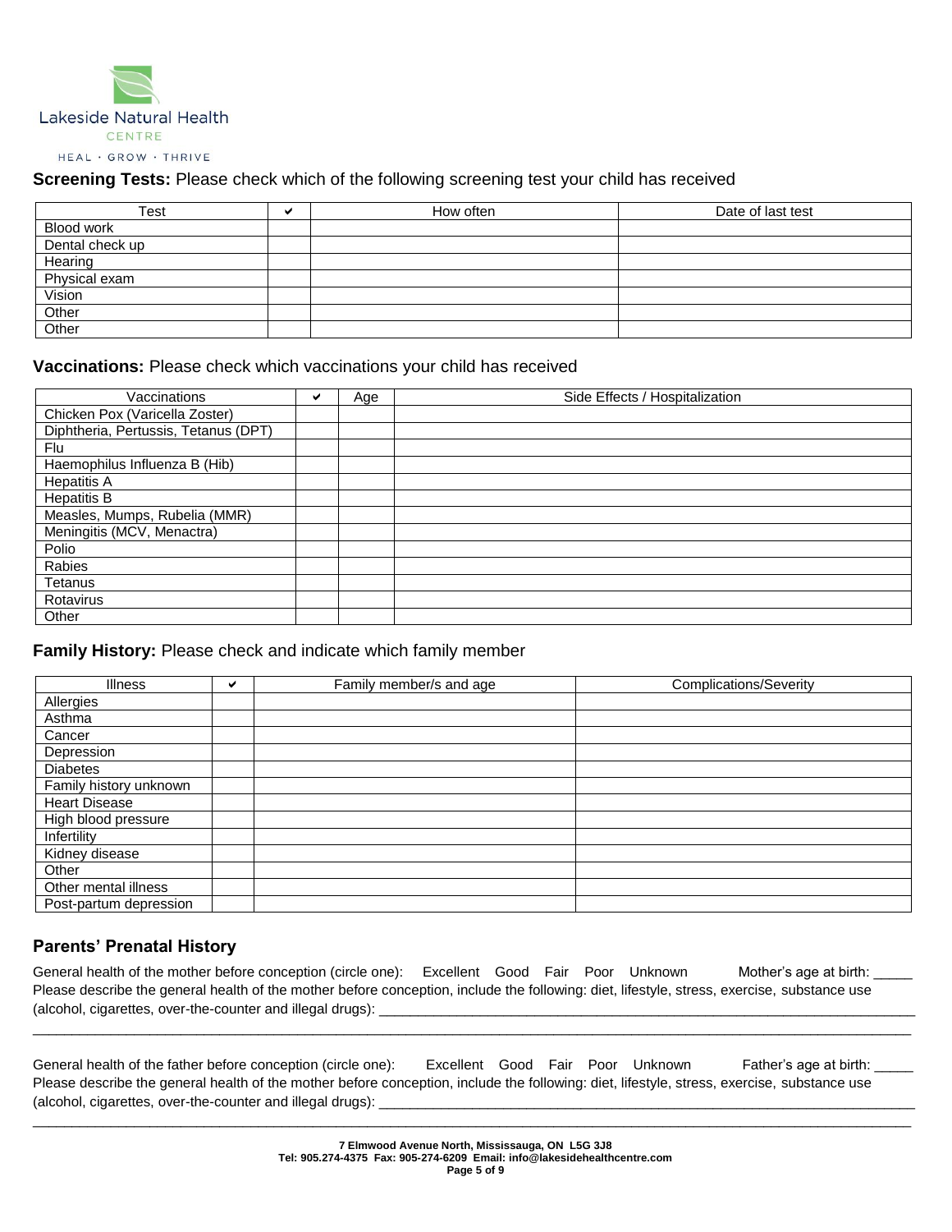Lakeside Natural Health CENTRE

HEAL · GROW · THRIVE

**Screening Tests:** Please check which of the following screening test your child has received

| Test | ✔ | How often | Date of last test |
|---|---|---|---|
| Blood work | | | |
| Dental check up | | | |
| Hearing | | | |
| Physical exam | | | |
| Vision | | | |
| Other | | | |
| Other | | | |

**Vaccinations:** Please check which vaccinations your child has received

| Vaccinations | ✔ | Age | Side Effects / Hospitalization |
|---|---|---|---|
| Chicken Pox (Varicella Zoster) | | | |
| Diphtheria, Pertussis, Tetanus (DPT) | | | |
| Flu | | | |
| Haemophilus Influenza B (Hib) | | | |
| Hepatitis A | | | |
| Hepatitis B | | | |
| Measles, Mumps, Rubelia (MMR) | | | |
| Meningitis (MCV, Menactra) | | | |
| Polio | | | |
| Rabies | | | |
| Tetanus | | | |
| Rotavirus | | | |
| Other | | | |

**Family History:** Please check and indicate which family member

| Illness | ✔ | Family member/s and age | Complications/Severity |
|---|---|---|---|
| Allergies | | | |
| Asthma | | | |
| Cancer | | | |
| Depression | | | |
| Diabetes | | | |
| Family history unknown | | | |
| Heart Disease | | | |
| High blood pressure | | | |
| Infertility | | | |
| Kidney disease | | | |
| Other | | | |
| Other mental illness | | | |
| Post-partum depression | | | |

## Parents' Prenatal History

General health of the mother before conception (circle one): Excellent Good Fair Poor Unknown Mother's age at birth: _____
Please describe the general health of the mother before conception, include the following: diet, lifestyle, stress, exercise, substance use (alcohol, cigarettes, over-the-counter and illegal drugs): ____________________________________________________________
______________________________________________________________________________________________

General health of the father before conception (circle one): Excellent Good Fair Poor Unknown Father's age at birth: _____
Please describe the general health of the mother before conception, include the following: diet, lifestyle, stress, exercise, substance use (alcohol, cigarettes, over-the-counter and illegal drugs): ____________________________________________________________
______________________________________________________________________________________________

**7 Elmwood Avenue North, Mississauga, ON L5G 3J8**
**Tel: 905.274-4375 Fax: 905-274-6209 Email: info@lakesidehealthcentre.com**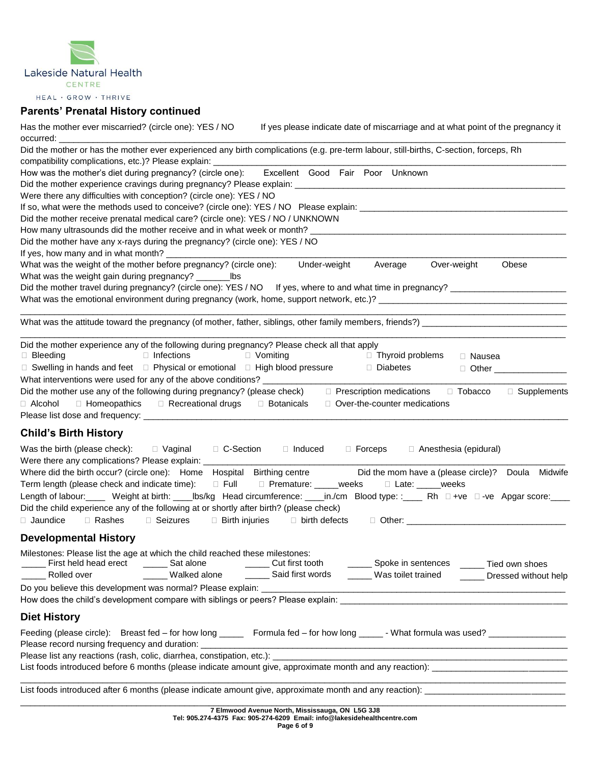Lakeside Natural Health CENTRE

HEAL · GROW · THRIVE

## Parents' Prenatal History continued

Has the mother ever miscarried? (circle one): YES / NO If yes please indicate date of miscarriage and at what point of the pregnancy it occurred: ___

Did the mother or has the mother ever experienced any birth complications (e.g. pre-term labour, still-births, C-section, forceps, Rh compatibility complications, etc.)? Please explain: ___

How was the mother's diet during pregnancy? (circle one): Excellent Good Fair Poor Unknown

Did the mother experience cravings during pregnancy? Please explain: ___

Were there any difficulties with conception? (circle one): YES / NO

If so, what were the methods used to conceive? (circle one): YES / NO Please explain: ___

Did the mother receive prenatal medical care? (circle one): YES / NO / UNKNOWN

How many ultrasounds did the mother receive and in what week or month? ___

Did the mother have any x-rays during the pregnancy? (circle one): YES / NO

If yes, how many and in what month? ___

What was the weight of the mother before pregnancy? (circle one): Under-weight Average Over-weight Obese

What was the weight gain during pregnancy? _______lbs

Did the mother travel during pregnancy? (circle one): YES / NO If yes, where to and what time in pregnancy? ___

What was the emotional environment during pregnancy (work, home, support network, etc.)? ___

What was the attitude toward the pregnancy (of mother, father, siblings, other family members, friends?) ___

Did the mother experience any of the following during pregnancy? Please check all that apply

- ☐ Bleeding
- ☐ Infections
- ☐ Vomiting
- ☐ Thyroid problems
- ☐ Nausea
- ☐ Swelling in hands and feet
- ☐ Physical or emotional
- ☐ High blood pressure
- ☐ Diabetes
- ☐ Other ___

What interventions were used for any of the above conditions? ___

Did the mother use any of the following during pregnancy? (please check) ☐ Prescription medications ☐ Tobacco ☐ Supplements ☐ Alcohol ☐ Homeopathics ☐ Recreational drugs ☐ Botanicals ☐ Over-the-counter medications

Please list dose and frequency: ___

## Child's Birth History

Was the birth (please check): ☐ Vaginal ☐ C-Section ☐ Induced ☐ Forceps ☐ Anesthesia (epidural)

Were there any complications? Please explain: ___

Where did the birth occur? (circle one): Home Hospital Birthing centre Did the mom have a (please circle)? Doula Midwife

Term length (please check and indicate time): ☐ Full ☐ Premature: _____weeks ☐ Late: _____weeks

Length of labour:____ Weight at birth: ____lbs/kg Head circumference: ____in./cm Blood type: :____ Rh ☐ +ve ☐ -ve Apgar score:____

Did the child experience any of the following at or shortly after birth? (please check)

☐ Jaundice ☐ Rashes ☐ Seizures ☐ Birth injuries ☐ birth defects ☐ Other: ___

## Developmental History

Milestones: Please list the age at which the child reached these milestones:

_____ First held head erect _____ Sat alone _____ Cut first tooth _____ Spoke in sentences _____ Tied own shoes

_____ Rolled over _____ Walked alone _____ Said first words _____ Was toilet trained _____ Dressed without help

Do you believe this development was normal? Please explain: ___

How does the child's development compare with siblings or peers? Please explain: ___

## Diet History

Feeding (please circle): Breast fed – for how long _____ Formula fed – for how long _____ - What formula was used? ___

Please record nursing frequency and duration: ___

Please list any reactions (rash, colic, diarrhea, constipation, etc.): ___

List foods introduced before 6 months (please indicate amount give, approximate month and any reaction): ___

List foods introduced after 6 months (please indicate amount give, approximate month and any reaction): ___

**7 Elmwood Avenue North, Mississauga, ON L5G 3J8**
**Tel: 905.274-4375 Fax: 905-274-6209 Email: info@lakesidehealthcentre.com**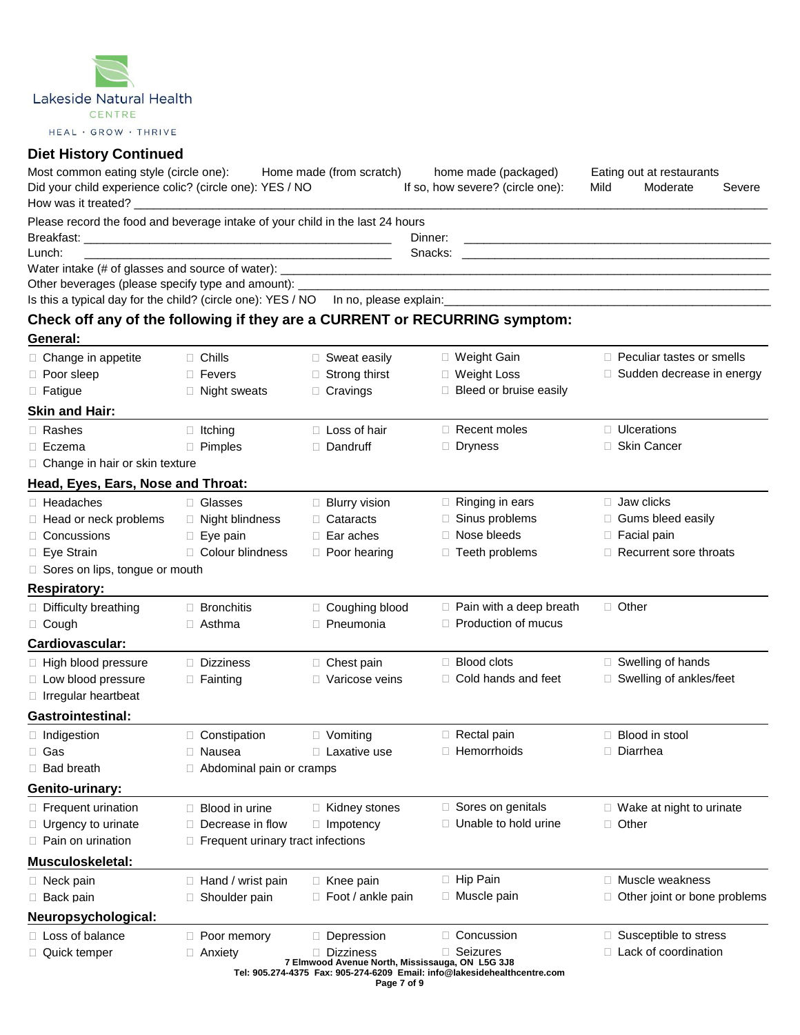Lakeside Natural Health CENTRE

HEAL · GROW · THRIVE

## Diet History Continued

Most common eating style (circle one): Home made (from scratch) home made (packaged) Eating out at restaurants

Did your child experience colic? (circle one): YES / NO If so, how severe? (circle one): Mild Moderate Severe

How was it treated? ____________________________________________________________

Please record the food and beverage intake of your child in the last 24 hours

Breakfast: ________________________________ Dinner: ________________________________

Lunch: ________________________________ Snacks: ________________________________

Water intake (# of glasses and source of water): ____________________________________________

Other beverages (please specify type and amount): ____________________________________________

Is this a typical day for the child? (circle one): YES / NO In no, please explain:____________________________

## Check off any of the following if they are a CURRENT or RECURRING symptom:

### General:

| | | | | |
|---|---|---|---|---|
| □ Change in appetite | □ Chills | □ Sweat easily | □ Weight Gain | □ Peculiar tastes or smells |
| □ Poor sleep | □ Fevers | □ Strong thirst | □ Weight Loss | □ Sudden decrease in energy |
| □ Fatigue | □ Night sweats | □ Cravings | □ Bleed or bruise easily | |

### Skin and Hair:

| | | | | |
|---|---|---|---|---|
| □ Rashes | □ Itching | □ Loss of hair | □ Recent moles | □ Ulcerations |
| □ Eczema | □ Pimples | □ Dandruff | □ Dryness | □ Skin Cancer |
| □ Change in hair or skin texture | | | | |

### Head, Eyes, Ears, Nose and Throat:

| | | | | |
|---|---|---|---|---|
| □ Headaches | □ Glasses | □ Blurry vision | □ Ringing in ears | □ Jaw clicks |
| □ Head or neck problems | □ Night blindness | □ Cataracts | □ Sinus problems | □ Gums bleed easily |
| □ Concussions | □ Eye pain | □ Ear aches | □ Nose bleeds | □ Facial pain |
| □ Eye Strain | □ Colour blindness | □ Poor hearing | □ Teeth problems | □ Recurrent sore throats |
| □ Sores on lips, tongue or mouth | | | | |

### Respiratory:

| | | | | |
|---|---|---|---|---|
| □ Difficulty breathing | □ Bronchitis | □ Coughing blood | □ Pain with a deep breath | □ Other |
| □ Cough | □ Asthma | □ Pneumonia | □ Production of mucus | |

### Cardiovascular:

| | | | | |
|---|---|---|---|---|
| □ High blood pressure | □ Dizziness | □ Chest pain | □ Blood clots | □ Swelling of hands |
| □ Low blood pressure | □ Fainting | □ Varicose veins | □ Cold hands and feet | □ Swelling of ankles/feet |
| □ Irregular heartbeat | | | | |

### Gastrointestinal:

| | | | | |
|---|---|---|---|---|
| □ Indigestion | □ Constipation | □ Vomiting | □ Rectal pain | □ Blood in stool |
| □ Gas | □ Nausea | □ Laxative use | □ Hemorrhoids | □ Diarrhea |
| □ Bad breath | □ Abdominal pain or cramps | | | |

### Genito-urinary:

| | | | | |
|---|---|---|---|---|
| □ Frequent urination | □ Blood in urine | □ Kidney stones | □ Sores on genitals | □ Wake at night to urinate |
| □ Urgency to urinate | □ Decrease in flow | □ Impotency | □ Unable to hold urine | □ Other |
| □ Pain on urination | □ Frequent urinary tract infections | | | |

### Musculoskeletal:

| | | | | |
|---|---|---|---|---|
| □ Neck pain | □ Hand / wrist pain | □ Knee pain | □ Hip Pain | □ Muscle weakness |
| □ Back pain | □ Shoulder pain | □ Foot / ankle pain | □ Muscle pain | □ Other joint or bone problems |

### Neuropsychological:

| | | | | |
|---|---|---|---|---|
| □ Loss of balance | □ Poor memory | □ Depression | □ Concussion | □ Susceptible to stress |
| □ Quick temper | □ Anxiety | □ Dizziness | □ Seizures | □ Lack of coordination |

7 Elmwood Avenue North, Mississauga, ON L5G 3J8
Tel: 905.274-4375 Fax: 905-274-6209 Email: info@lakesidehealthcentre.com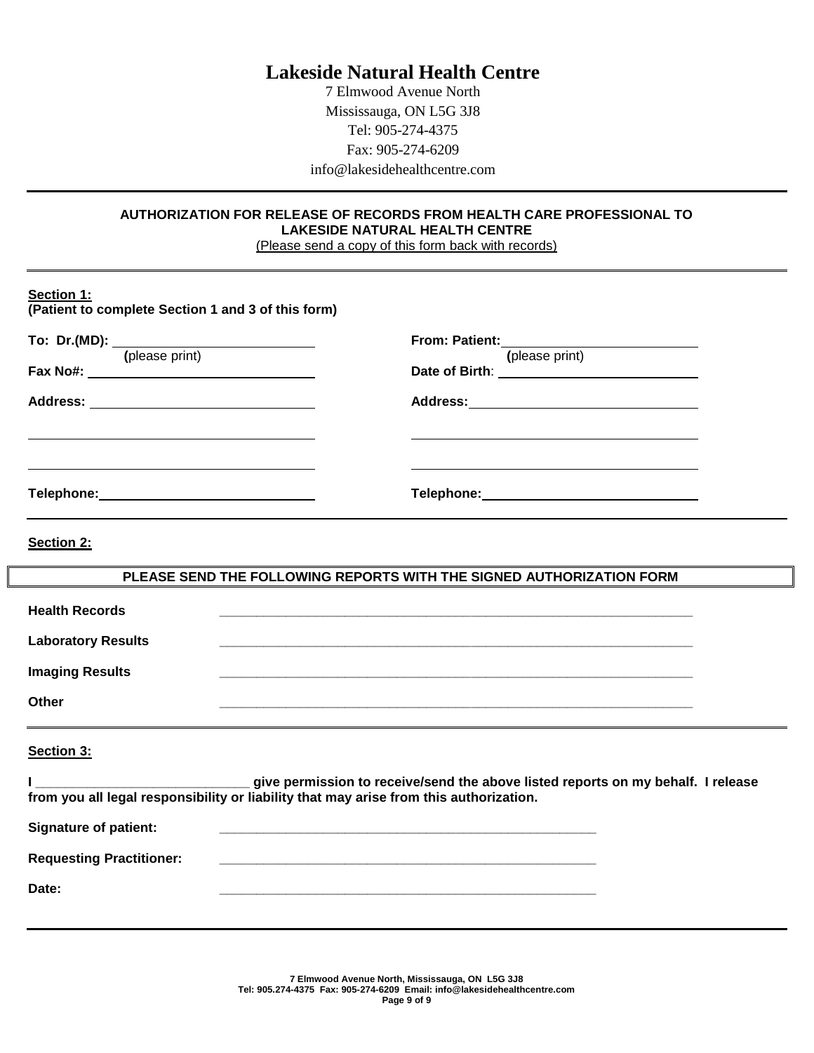# Lakeside Natural Health Centre

7 Elmwood Avenue North
Mississauga, ON L5G 3J8
Tel: 905-274-4375
Fax: 905-274-6209
info@lakesidehealthcentre.com

---

**AUTHORIZATION FOR RELEASE OF RECORDS FROM HEALTH CARE PROFESSIONAL TO LAKESIDE NATURAL HEALTH CENTRE**
(Please send a copy of this form back with records)

---

**Section 1:**
**(Patient to complete Section 1 and 3 of this form)**

**To: Dr.(MD):** ______________________________
**(**please print)
**Fax No#:** ______________________________
**Address:** ______________________________
______________________________
______________________________
**Telephone:** ______________________________

**From: Patient:** ______________________________
**(**please print)
**Date of Birth**: ______________________________
**Address:** ______________________________
______________________________
______________________________
**Telephone:** ______________________________

---

**Section 2:**

**PLEASE SEND THE FOLLOWING REPORTS WITH THE SIGNED AUTHORIZATION FORM**

**Health Records** ____________________________________________

**Laboratory Results** ____________________________________________

**Imaging Results** ____________________________________________

**Other** ____________________________________________

---

**Section 3:**

**I ______________________________ give permission to receive/send the above listed reports on my behalf. I release from you all legal responsibility or liability that may arise from this authorization.**

**Signature of patient:** ____________________________________________

**Requesting Practitioner:** ____________________________________________

**Date:** ____________________________________________